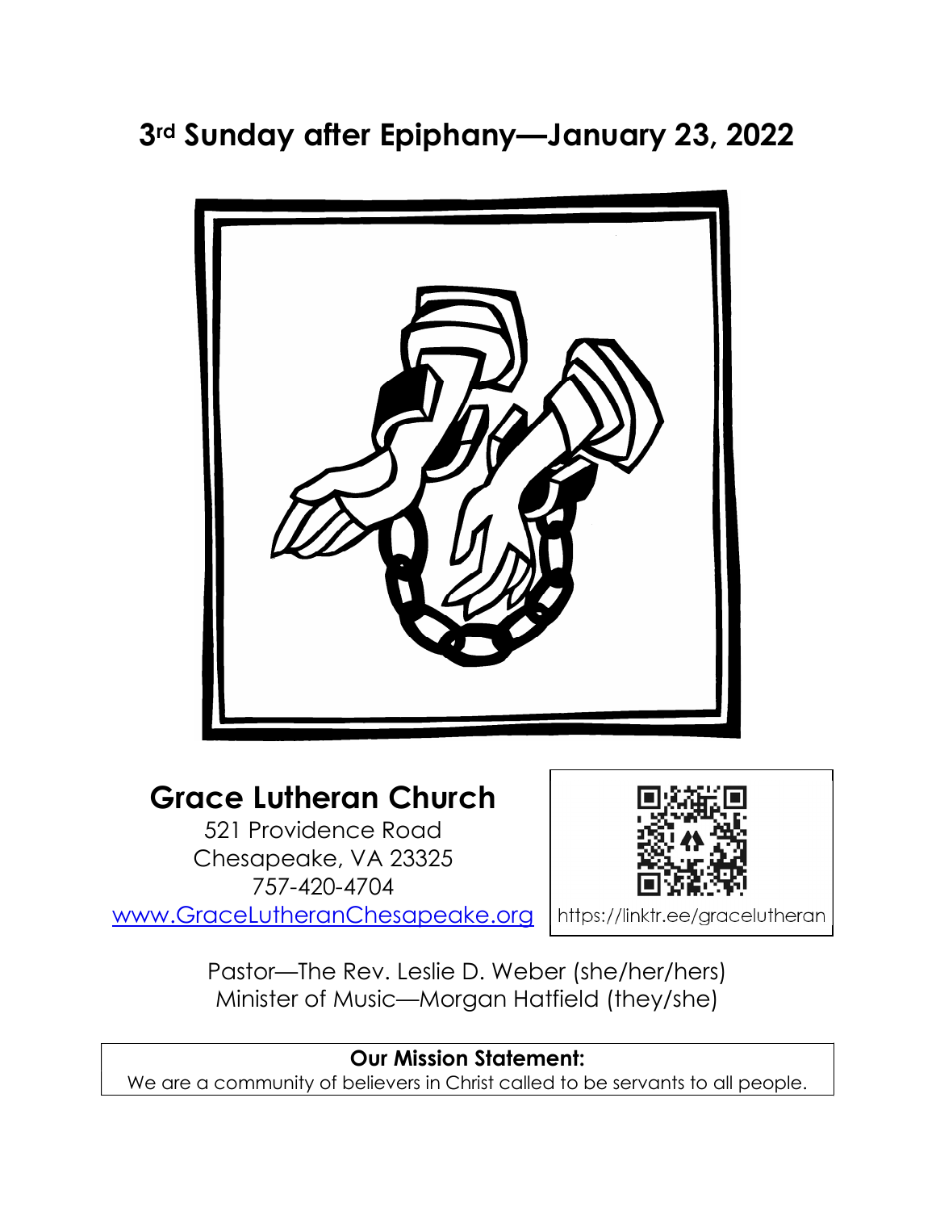# 3rd Sunday after Epiphany—January 23, 2022

## Grace Lutheran Church

521 Providence Road
Chesapeake, VA 23325
757-420-4704
www.GraceLutheranChesapeake.org

https://linktr.ee/gracelutheran

Pastor—The Rev. Leslie D. Weber (she/her/hers)
Minister of Music—Morgan Hatfield (they/she)

**Our Mission Statement:**
We are a community of believers in Christ called to be servants to all people.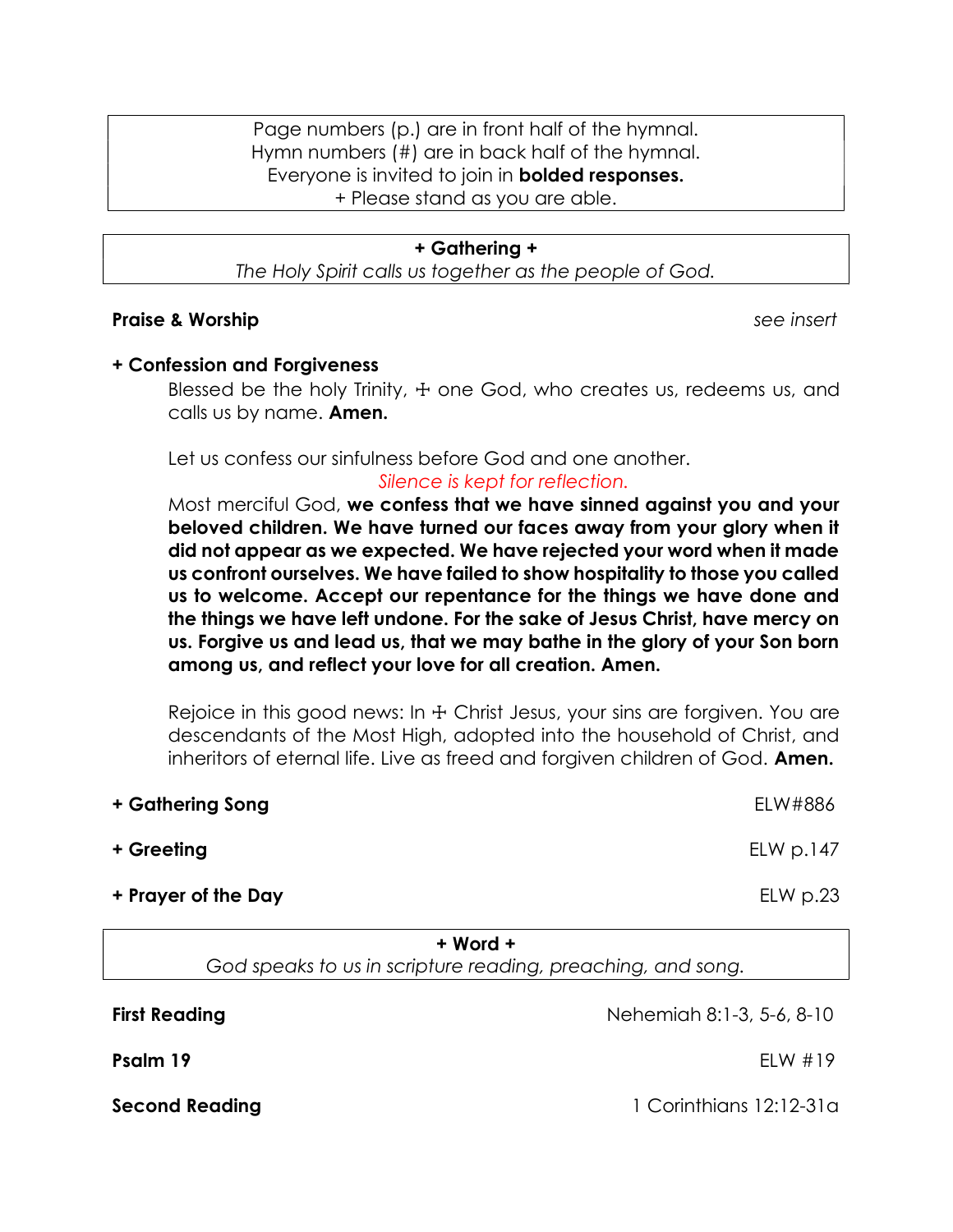Page numbers (p.) are in front half of the hymnal.
Hymn numbers (#) are in back half of the hymnal.
Everyone is invited to join in **bolded responses.**
+ Please stand as you are able.

## + Gathering +

*The Holy Spirit calls us together as the people of God.*

**Praise & Worship** *see insert*

**+ Confession and Forgiveness**

Blessed be the holy Trinity, ☩ one God, who creates us, redeems us, and calls us by name. **Amen.**

Let us confess our sinfulness before God and one another.

*Silence is kept for reflection.*

Most merciful God, **we confess that we have sinned against you and your beloved children. We have turned our faces away from your glory when it did not appear as we expected. We have rejected your word when it made us confront ourselves. We have failed to show hospitality to those you called us to welcome. Accept our repentance for the things we have done and the things we have left undone. For the sake of Jesus Christ, have mercy on us. Forgive us and lead us, that we may bathe in the glory of your Son born among us, and reflect your love for all creation. Amen.**

Rejoice in this good news: In ☩ Christ Jesus, your sins are forgiven. You are descendants of the Most High, adopted into the household of Christ, and inheritors of eternal life. Live as freed and forgiven children of God. **Amen.**

**+ Gathering Song** ELW#886

**+ Greeting** ELW p.147

**+ Prayer of the Day** ELW p.23

## + Word +

*God speaks to us in scripture reading, preaching, and song.*

**First Reading** Nehemiah 8:1-3, 5-6, 8-10

**Psalm 19** ELW #19

**Second Reading** 1 Corinthians 12:12-31a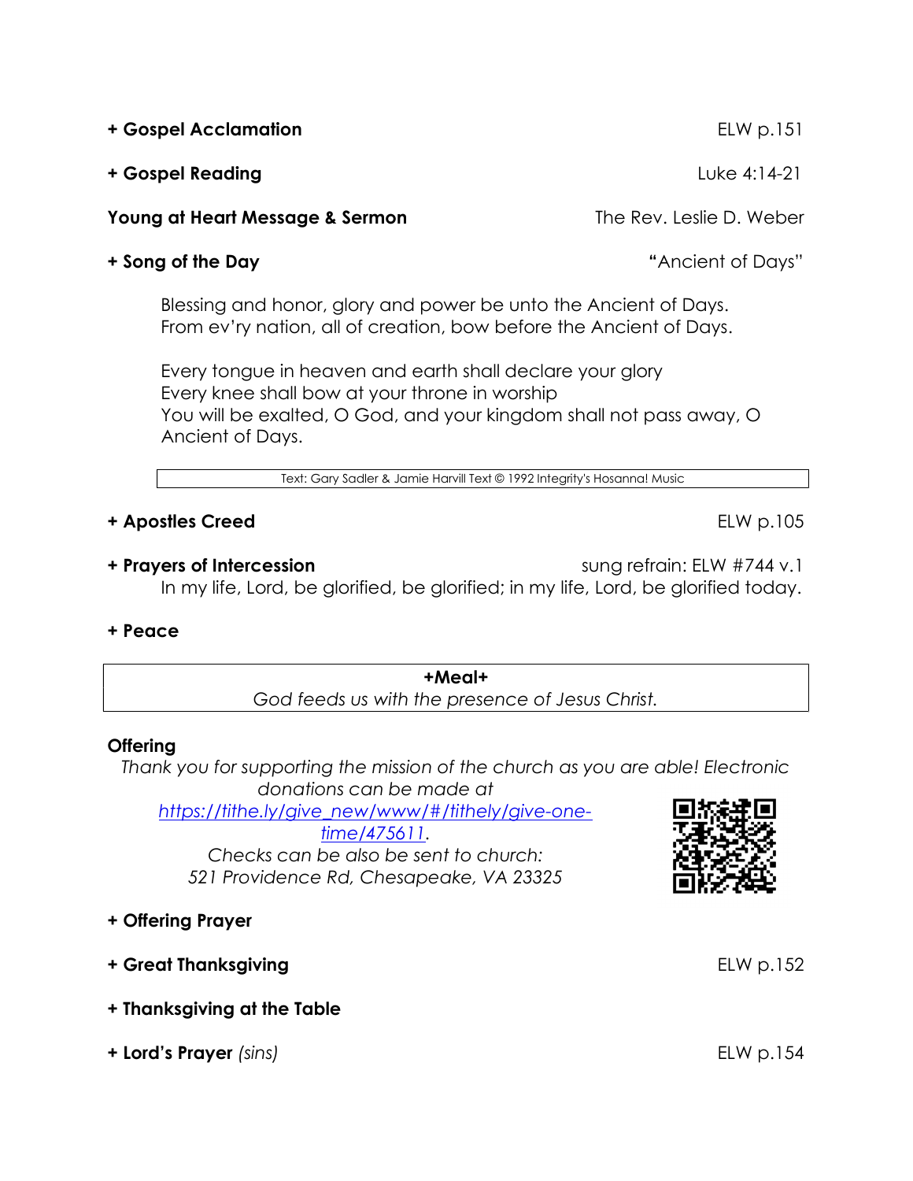**+ Gospel Acclamation** ELW p.151

**+ Gospel Reading** Luke 4:14-21

**Young at Heart Message & Sermon** The Rev. Leslie D. Weber

**+ Song of the Day** "Ancient of Days"

Blessing and honor, glory and power be unto the Ancient of Days.
From ev'ry nation, all of creation, bow before the Ancient of Days.

Every tongue in heaven and earth shall declare your glory
Every knee shall bow at your throne in worship
You will be exalted, O God, and your kingdom shall not pass away, O Ancient of Days.

Text: Gary Sadler & Jamie Harvill Text © 1992 Integrity's Hosanna! Music

**+ Apostles Creed** ELW p.105

**+ Prayers of Intercession** sung refrain: ELW #744 v.1

In my life, Lord, be glorified, be glorified; in my life, Lord, be glorified today.

**+ Peace**

**+Meal+**

*God feeds us with the presence of Jesus Christ.*

**Offering**

*Thank you for supporting the mission of the church as you are able! Electronic donations can be made at [https://tithe.ly/give_new/www/#/tithely/give-one-time/475611](https://tithe.ly/give_new/www/#/tithely/give-one-time/475611).*

*Checks can be also be sent to church:*
*521 Providence Rd, Chesapeake, VA 23325*

**+ Offering Prayer**

**+ Great Thanksgiving** ELW p.152

**+ Thanksgiving at the Table**

**+ Lord's Prayer** *(sins)* ELW p.154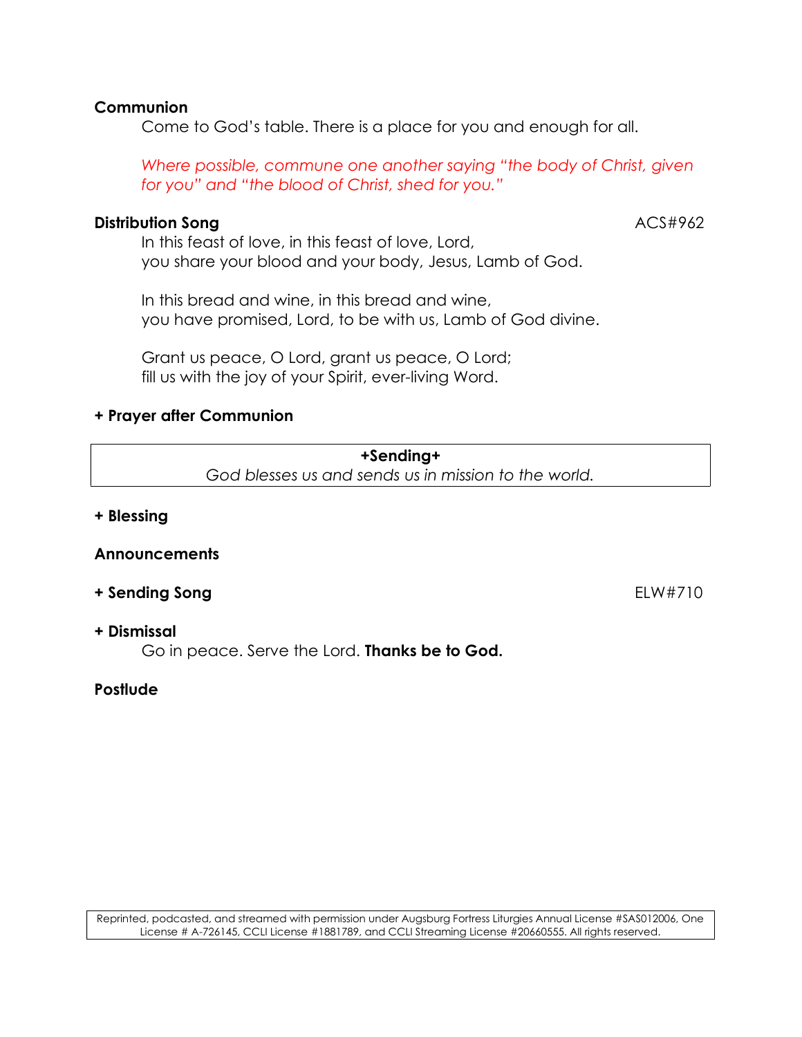**Communion**

Come to God's table. There is a place for you and enough for all.

*Where possible, commune one another saying "the body of Christ, given for you" and "the blood of Christ, shed for you."*

**Distribution Song** ACS#962

In this feast of love, in this feast of love, Lord,
you share your blood and your body, Jesus, Lamb of God.

In this bread and wine, in this bread and wine,
you have promised, Lord, to be with us, Lamb of God divine.

Grant us peace, O Lord, grant us peace, O Lord;
fill us with the joy of your Spirit, ever-living Word.

**+ Prayer after Communion**

**+Sending+**

*God blesses us and sends us in mission to the world.*

**+ Blessing**

**Announcements**

**+ Sending Song** ELW#710

**+ Dismissal**

Go in peace. Serve the Lord. **Thanks be to God.**

**Postlude**

Reprinted, podcasted, and streamed with permission under Augsburg Fortress Liturgies Annual License #SAS012006, One License # A-726145, CCLI License #1881789, and CCLI Streaming License #20660555. All rights reserved.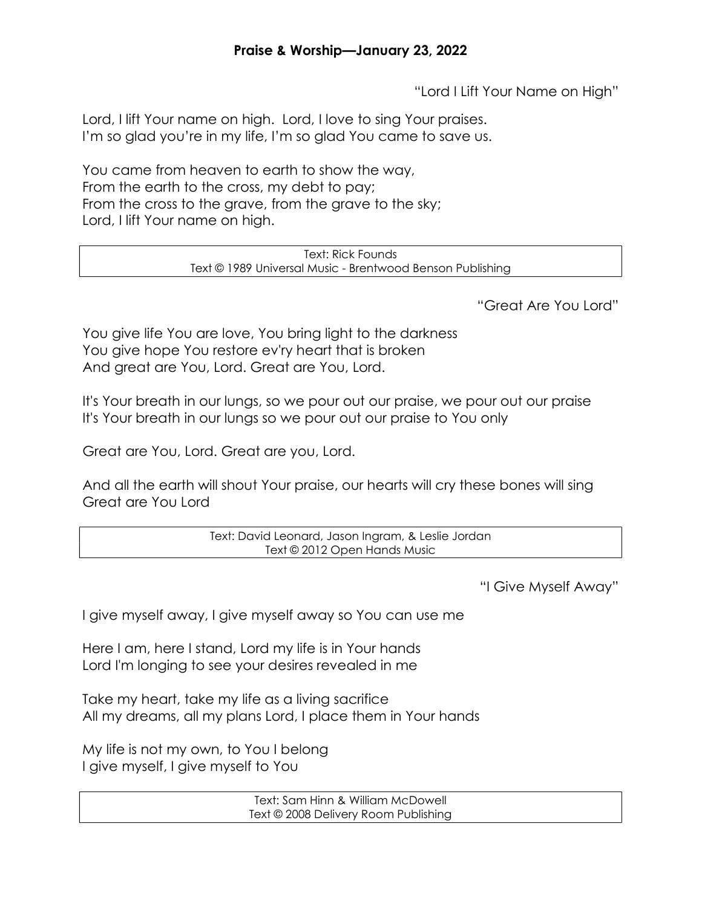## Praise & Worship—January 23, 2022

"Lord I Lift Your Name on High"

Lord, I lift Your name on high. Lord, I love to sing Your praises.
I'm so glad you're in my life, I'm so glad You came to save us.

You came from heaven to earth to show the way,
From the earth to the cross, my debt to pay;
From the cross to the grave, from the grave to the sky;
Lord, I lift Your name on high.

| |
|---|
| Text: Rick Founds<br>Text © 1989 Universal Music - Brentwood Benson Publishing |

"Great Are You Lord"

You give life You are love, You bring light to the darkness
You give hope You restore ev'ry heart that is broken
And great are You, Lord. Great are You, Lord.

It's Your breath in our lungs, so we pour out our praise, we pour out our praise
It's Your breath in our lungs so we pour out our praise to You only

Great are You, Lord. Great are you, Lord.

And all the earth will shout Your praise, our hearts will cry these bones will sing
Great are You Lord

| |
|---|
| Text: David Leonard, Jason Ingram, & Leslie Jordan<br>Text © 2012 Open Hands Music |

"I Give Myself Away"

I give myself away, I give myself away so You can use me

Here I am, here I stand, Lord my life is in Your hands
Lord I'm longing to see your desires revealed in me

Take my heart, take my life as a living sacrifice
All my dreams, all my plans Lord, I place them in Your hands

My life is not my own, to You I belong
I give myself, I give myself to You

| |
|---|
| Text: Sam Hinn & William McDowell<br>Text © 2008 Delivery Room Publishing |